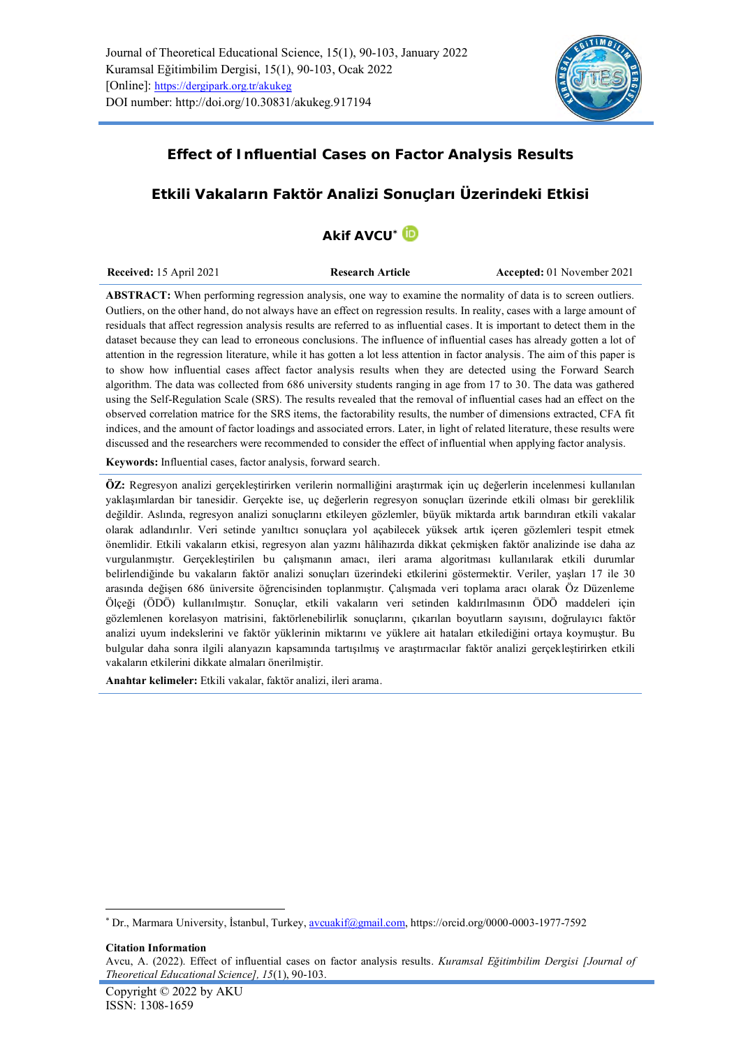# Effect of Influential Cases on Factor Analysis Results

# Etkili Vakaların Faktör Analizi Sonuçları Üzerindeki Etkisi

**Akif AVCU**[*]

**Received:** 15 April 2021 | **Research Article** | **Accepted:** 01 November 2021

**ABSTRACT:** When performing regression analysis, one way to examine the normality of data is to screen outliers. Outliers, on the other hand, do not always have an effect on regression results. In reality, cases with a large amount of residuals that affect regression analysis results are referred to as influential cases. It is important to detect them in the dataset because they can lead to erroneous conclusions. The influence of influential cases has already gotten a lot of attention in the regression literature, while it has gotten a lot less attention in factor analysis. The aim of this paper is to show how influential cases affect factor analysis results when they are detected using the Forward Search algorithm. The data was collected from 686 university students ranging in age from 17 to 30. The data was gathered using the Self-Regulation Scale (SRS). The results revealed that the removal of influential cases had an effect on the observed correlation matrice for the SRS items, the factorability results, the number of dimensions extracted, CFA fit indices, and the amount of factor loadings and associated errors. Later, in light of related literature, these results were discussed and the researchers were recommended to consider the effect of influential when applying factor analysis.

**Keywords:** Influential cases, factor analysis, forward search.

**ÖZ:** Regresyon analizi gerçekleştirirken verilerin normalliğini araştırmak için uç değerlerin incelenmesi kullanılan yaklaşımlardan bir tanesidir. Gerçekte ise, uç değerlerin regresyon sonuçları üzerinde etkili olması bir gereklilik değildir. Aslında, regresyon analizi sonuçlarını etkileyen gözlemler, büyük miktarda artık barındıran etkili vakalar olarak adlandırılır. Veri setinde yanıltıcı sonuçlara yol açabilecek yüksek artık içeren gözlemleri tespit etmek önemlidir. Etkili vakaların etkisi, regresyon alan yazını hâlihazırda dikkat çekmişken faktör analizinde ise daha az vurgulanmıştır. Gerçekleştirilen bu çalışmanın amacı, ileri arama algoritması kullanılarak etkili durumlar belirlendiğinde bu vakaların faktör analizi sonuçları üzerindeki etkilerini göstermektir. Veriler, yaşları 17 ile 30 arasında değişen 686 üniversite öğrencisinden toplanmıştır. Çalışmada veri toplama aracı olarak Öz Düzenleme Ölçeği (ÖDÖ) kullanılmıştır. Sonuçlar, etkili vakaların veri setinden kaldırılmasının ÖDÖ maddeleri için gözlenlenen korelasyon matrisini, faktörlenebilirlik sonuçlarını, çıkarılan boyutların sayısını, doğrulayıcı faktör analizi uyum indekslerini ve faktör yüklerinin miktarını ve yüklere ait hataları etkilediğini ortaya koymuştur. Bu bulgular daha sonra ilgili alanyazın kapsamında tartışılmış ve araştırmacılar faktör analizi gerçekleştirirken etkili vakaların etkilerini dikkate almaları önerilmiştir.

**Anahtar kelimeler:** Etkili vakalar, faktör analizi, ileri arama.

---

[*] Dr., Marmara University, İstanbul, Turkey, avcuakif@gmail.com, https://orcid.org/0000-0003-1977-7592

**Citation Information**

Avcu, A. (2022). Effect of influential cases on factor analysis results. *Kuramsal Eğitimbilim Dergisi [Journal of Theoretical Educational Science], 15*(1), 90-103.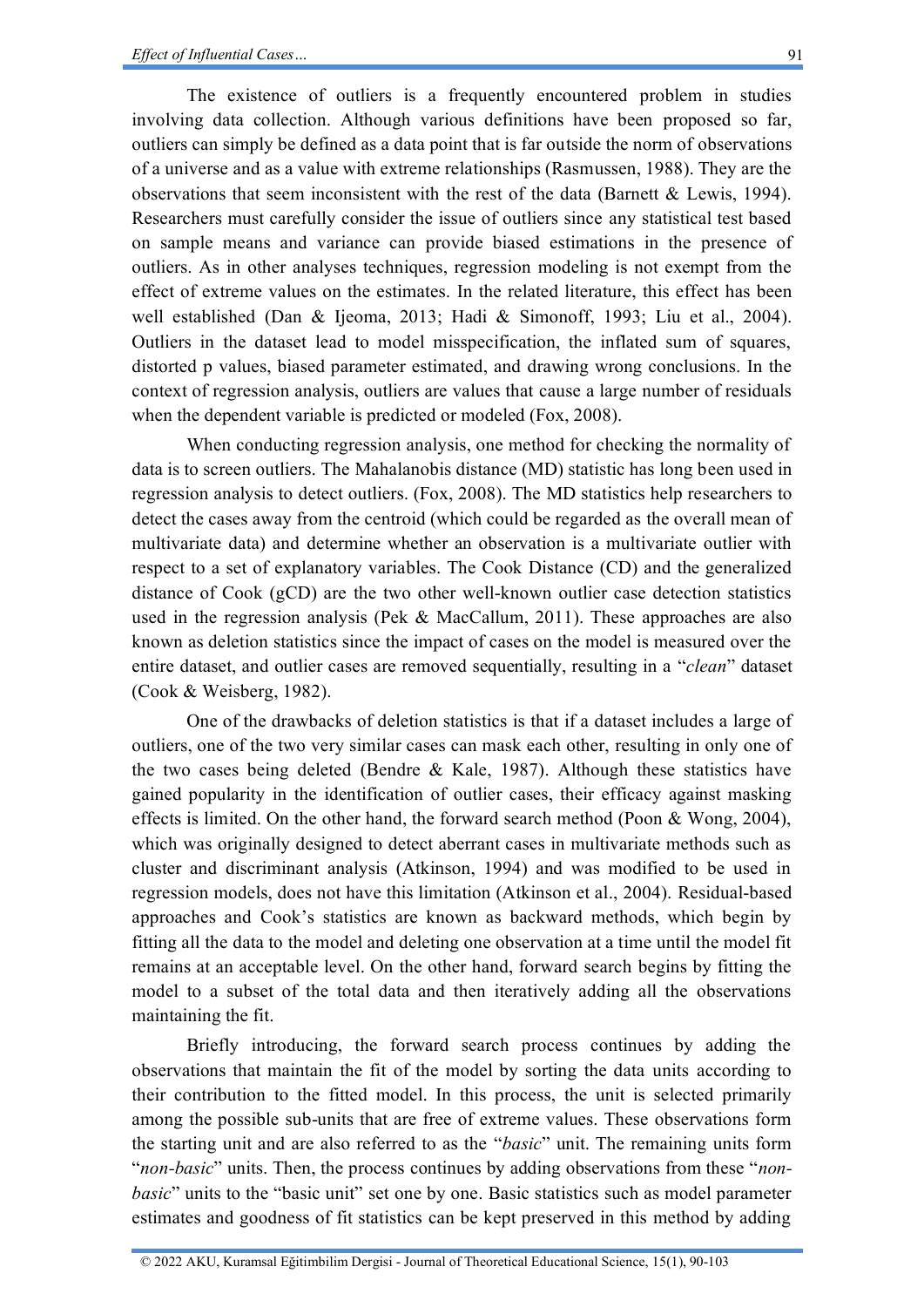The existence of outliers is a frequently encountered problem in studies involving data collection. Although various definitions have been proposed so far, outliers can simply be defined as a data point that is far outside the norm of observations of a universe and as a value with extreme relationships (Rasmussen, 1988). They are the observations that seem inconsistent with the rest of the data (Barnett & Lewis, 1994). Researchers must carefully consider the issue of outliers since any statistical test based on sample means and variance can provide biased estimations in the presence of outliers. As in other analyses techniques, regression modeling is not exempt from the effect of extreme values on the estimates. In the related literature, this effect has been well established (Dan & Ijeoma, 2013; Hadi & Simonoff, 1993; Liu et al., 2004). Outliers in the dataset lead to model misspecification, the inflated sum of squares, distorted p values, biased parameter estimated, and drawing wrong conclusions. In the context of regression analysis, outliers are values that cause a large number of residuals when the dependent variable is predicted or modeled (Fox, 2008).

When conducting regression analysis, one method for checking the normality of data is to screen outliers. The Mahalanobis distance (MD) statistic has long been used in regression analysis to detect outliers. (Fox, 2008). The MD statistics help researchers to detect the cases away from the centroid (which could be regarded as the overall mean of multivariate data) and determine whether an observation is a multivariate outlier with respect to a set of explanatory variables. The Cook Distance (CD) and the generalized distance of Cook (gCD) are the two other well-known outlier case detection statistics used in the regression analysis (Pek & MacCallum, 2011). These approaches are also known as deletion statistics since the impact of cases on the model is measured over the entire dataset, and outlier cases are removed sequentially, resulting in a "*clean*" dataset (Cook & Weisberg, 1982).

One of the drawbacks of deletion statistics is that if a dataset includes a large of outliers, one of the two very similar cases can mask each other, resulting in only one of the two cases being deleted (Bendre & Kale, 1987). Although these statistics have gained popularity in the identification of outlier cases, their efficacy against masking effects is limited. On the other hand, the forward search method (Poon & Wong, 2004), which was originally designed to detect aberrant cases in multivariate methods such as cluster and discriminant analysis (Atkinson, 1994) and was modified to be used in regression models, does not have this limitation (Atkinson et al., 2004). Residual-based approaches and Cook's statistics are known as backward methods, which begin by fitting all the data to the model and deleting one observation at a time until the model fit remains at an acceptable level. On the other hand, forward search begins by fitting the model to a subset of the total data and then iteratively adding all the observations maintaining the fit.

Briefly introducing, the forward search process continues by adding the observations that maintain the fit of the model by sorting the data units according to their contribution to the fitted model. In this process, the unit is selected primarily among the possible sub-units that are free of extreme values. These observations form the starting unit and are also referred to as the "*basic*" unit. The remaining units form "*non-basic*" units. Then, the process continues by adding observations from these "*non-basic*" units to the "basic unit" set one by one. Basic statistics such as model parameter estimates and goodness of fit statistics can be kept preserved in this method by adding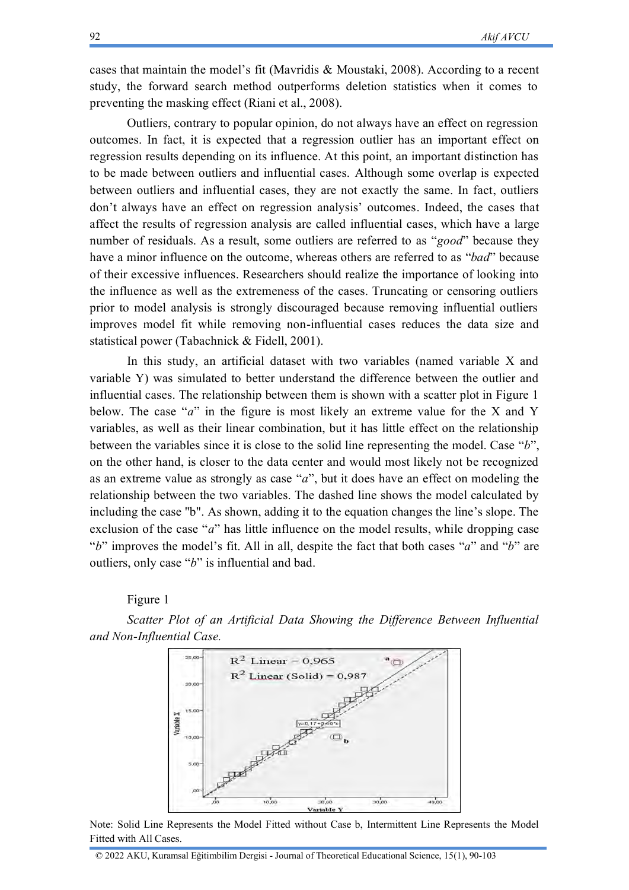cases that maintain the model's fit (Mavridis & Moustaki, 2008). According to a recent study, the forward search method outperforms deletion statistics when it comes to preventing the masking effect (Riani et al., 2008).

Outliers, contrary to popular opinion, do not always have an effect on regression outcomes. In fact, it is expected that a regression outlier has an important effect on regression results depending on its influence. At this point, an important distinction has to be made between outliers and influential cases. Although some overlap is expected between outliers and influential cases, they are not exactly the same. In fact, outliers don't always have an effect on regression analysis' outcomes. Indeed, the cases that affect the results of regression analysis are called influential cases, which have a large number of residuals. As a result, some outliers are referred to as "*good*" because they have a minor influence on the outcome, whereas others are referred to as "*bad*" because of their excessive influences. Researchers should realize the importance of looking into the influence as well as the extremeness of the cases. Truncating or censoring outliers prior to model analysis is strongly discouraged because removing influential outliers improves model fit while removing non-influential cases reduces the data size and statistical power (Tabachnick & Fidell, 2001).

In this study, an artificial dataset with two variables (named variable X and variable Y) was simulated to better understand the difference between the outlier and influential cases. The relationship between them is shown with a scatter plot in Figure 1 below. The case "*a*" in the figure is most likely an extreme value for the X and Y variables, as well as their linear combination, but it has little effect on the relationship between the variables since it is close to the solid line representing the model. Case "*b*", on the other hand, is closer to the data center and would most likely not be recognized as an extreme value as strongly as case "*a*", but it does have an effect on modeling the relationship between the two variables. The dashed line shows the model calculated by including the case "b". As shown, adding it to the equation changes the line's slope. The exclusion of the case "*a*" has little influence on the model results, while dropping case "*b*" improves the model's fit. All in all, despite the fact that both cases "*a*" and "*b*" are outliers, only case "*b*" is influential and bad.

Figure 1

*Scatter Plot of an Artificial Data Showing the Difference Between Influential and Non-Influential Case.*

Note: Solid Line Represents the Model Fitted without Case b, Intermittent Line Represents the Model Fitted with All Cases.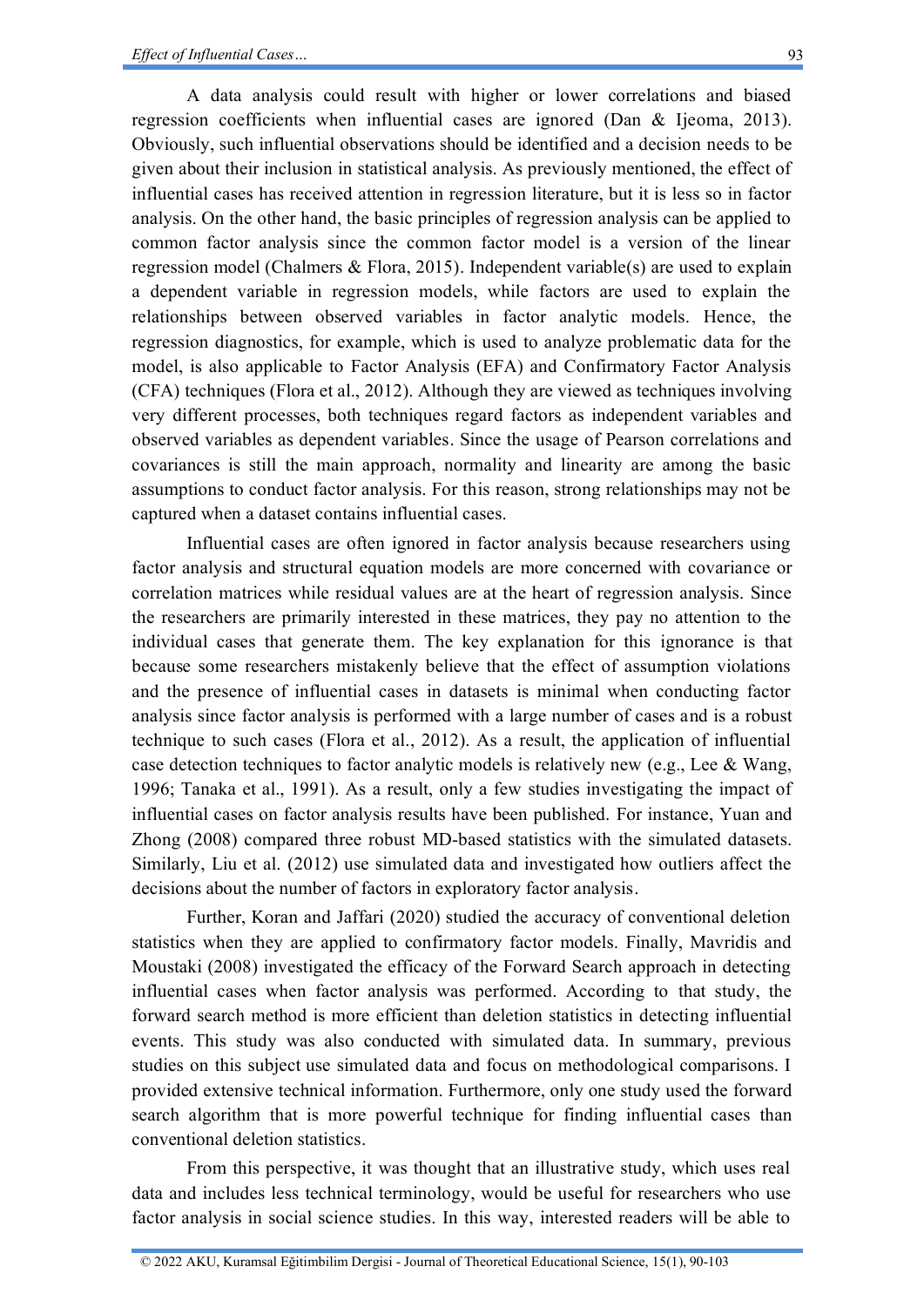A data analysis could result with higher or lower correlations and biased regression coefficients when influential cases are ignored (Dan & Ijeoma, 2013). Obviously, such influential observations should be identified and a decision needs to be given about their inclusion in statistical analysis. As previously mentioned, the effect of influential cases has received attention in regression literature, but it is less so in factor analysis. On the other hand, the basic principles of regression analysis can be applied to common factor analysis since the common factor model is a version of the linear regression model (Chalmers & Flora, 2015). Independent variable(s) are used to explain a dependent variable in regression models, while factors are used to explain the relationships between observed variables in factor analytic models. Hence, the regression diagnostics, for example, which is used to analyze problematic data for the model, is also applicable to Factor Analysis (EFA) and Confirmatory Factor Analysis (CFA) techniques (Flora et al., 2012). Although they are viewed as techniques involving very different processes, both techniques regard factors as independent variables and observed variables as dependent variables. Since the usage of Pearson correlations and covariances is still the main approach, normality and linearity are among the basic assumptions to conduct factor analysis. For this reason, strong relationships may not be captured when a dataset contains influential cases.

Influential cases are often ignored in factor analysis because researchers using factor analysis and structural equation models are more concerned with covariance or correlation matrices while residual values are at the heart of regression analysis. Since the researchers are primarily interested in these matrices, they pay no attention to the individual cases that generate them. The key explanation for this ignorance is that because some researchers mistakenly believe that the effect of assumption violations and the presence of influential cases in datasets is minimal when conducting factor analysis since factor analysis is performed with a large number of cases and is a robust technique to such cases (Flora et al., 2012). As a result, the application of influential case detection techniques to factor analytic models is relatively new (e.g., Lee & Wang, 1996; Tanaka et al., 1991). As a result, only a few studies investigating the impact of influential cases on factor analysis results have been published. For instance, Yuan and Zhong (2008) compared three robust MD-based statistics with the simulated datasets. Similarly, Liu et al. (2012) use simulated data and investigated how outliers affect the decisions about the number of factors in exploratory factor analysis.

Further, Koran and Jaffari (2020) studied the accuracy of conventional deletion statistics when they are applied to confirmatory factor models. Finally, Mavridis and Moustaki (2008) investigated the efficacy of the Forward Search approach in detecting influential cases when factor analysis was performed. According to that study, the forward search method is more efficient than deletion statistics in detecting influential events. This study was also conducted with simulated data. In summary, previous studies on this subject use simulated data and focus on methodological comparisons. I provided extensive technical information. Furthermore, only one study used the forward search algorithm that is more powerful technique for finding influential cases than conventional deletion statistics.

From this perspective, it was thought that an illustrative study, which uses real data and includes less technical terminology, would be useful for researchers who use factor analysis in social science studies. In this way, interested readers will be able to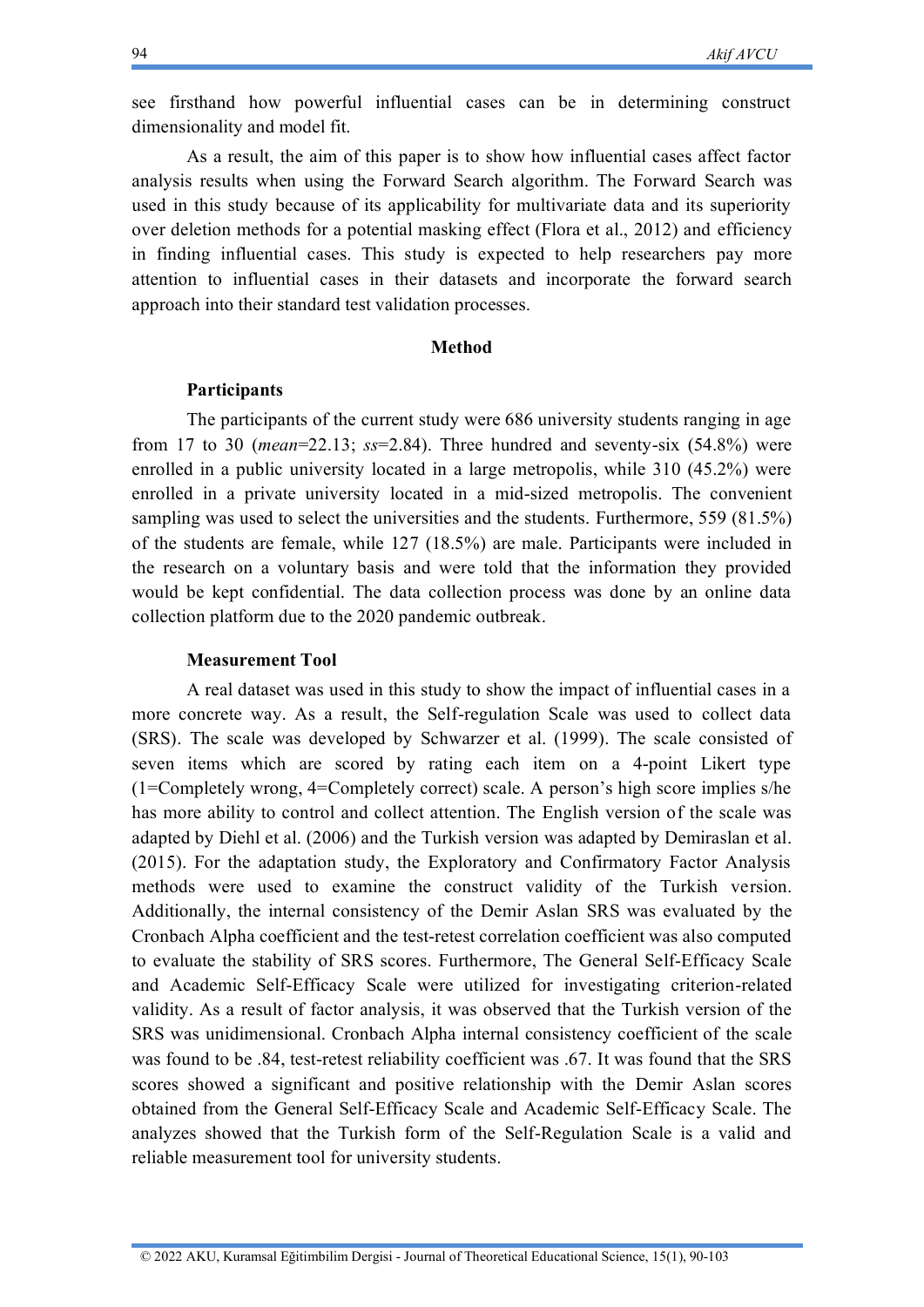see firsthand how powerful influential cases can be in determining construct dimensionality and model fit.

As a result, the aim of this paper is to show how influential cases affect factor analysis results when using the Forward Search algorithm. The Forward Search was used in this study because of its applicability for multivariate data and its superiority over deletion methods for a potential masking effect (Flora et al., 2012) and efficiency in finding influential cases. This study is expected to help researchers pay more attention to influential cases in their datasets and incorporate the forward search approach into their standard test validation processes.

## Method

### Participants

The participants of the current study were 686 university students ranging in age from 17 to 30 (*mean*=22.13; *ss*=2.84). Three hundred and seventy-six (54.8%) were enrolled in a public university located in a large metropolis, while 310 (45.2%) were enrolled in a private university located in a mid-sized metropolis. The convenient sampling was used to select the universities and the students. Furthermore, 559 (81.5%) of the students are female, while 127 (18.5%) are male. Participants were included in the research on a voluntary basis and were told that the information they provided would be kept confidential. The data collection process was done by an online data collection platform due to the 2020 pandemic outbreak.

### Measurement Tool

A real dataset was used in this study to show the impact of influential cases in a more concrete way. As a result, the Self-regulation Scale was used to collect data (SRS). The scale was developed by Schwarzer et al. (1999). The scale consisted of seven items which are scored by rating each item on a 4-point Likert type (1=Completely wrong, 4=Completely correct) scale. A person's high score implies s/he has more ability to control and collect attention. The English version of the scale was adapted by Diehl et al. (2006) and the Turkish version was adapted by Demiraslan et al. (2015). For the adaptation study, the Exploratory and Confirmatory Factor Analysis methods were used to examine the construct validity of the Turkish version. Additionally, the internal consistency of the Demir Aslan SRS was evaluated by the Cronbach Alpha coefficient and the test-retest correlation coefficient was also computed to evaluate the stability of SRS scores. Furthermore, The General Self-Efficacy Scale and Academic Self-Efficacy Scale were utilized for investigating criterion-related validity. As a result of factor analysis, it was observed that the Turkish version of the SRS was unidimensional. Cronbach Alpha internal consistency coefficient of the scale was found to be .84, test-retest reliability coefficient was .67. It was found that the SRS scores showed a significant and positive relationship with the Demir Aslan scores obtained from the General Self-Efficacy Scale and Academic Self-Efficacy Scale. The analyzes showed that the Turkish form of the Self-Regulation Scale is a valid and reliable measurement tool for university students.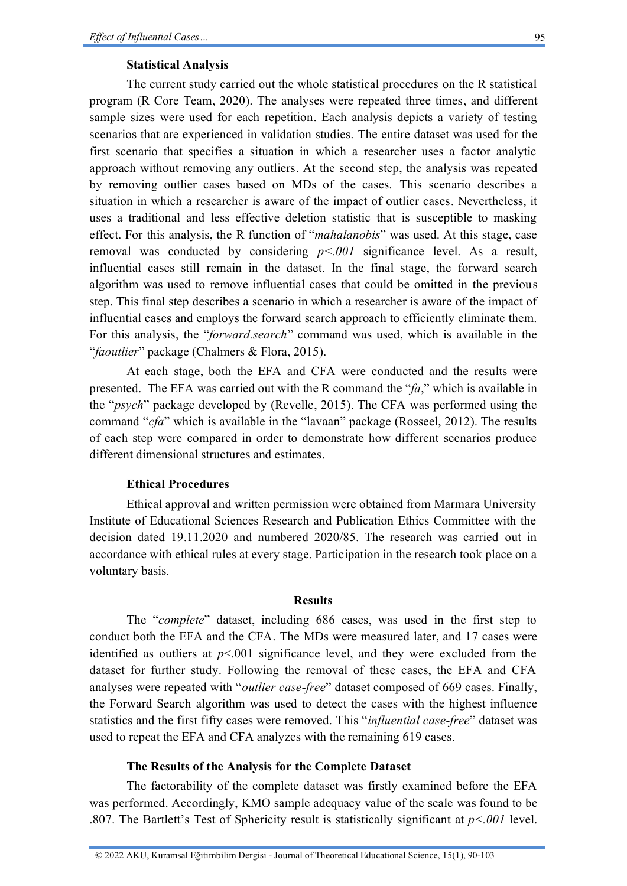### Statistical Analysis

The current study carried out the whole statistical procedures on the R statistical program (R Core Team, 2020). The analyses were repeated three times, and different sample sizes were used for each repetition. Each analysis depicts a variety of testing scenarios that are experienced in validation studies. The entire dataset was used for the first scenario that specifies a situation in which a researcher uses a factor analytic approach without removing any outliers. At the second step, the analysis was repeated by removing outlier cases based on MDs of the cases. This scenario describes a situation in which a researcher is aware of the impact of outlier cases. Nevertheless, it uses a traditional and less effective deletion statistic that is susceptible to masking effect. For this analysis, the R function of "*mahalanobis*" was used. At this stage, case removal was conducted by considering $p<.001$ significance level. As a result, influential cases still remain in the dataset. In the final stage, the forward search algorithm was used to remove influential cases that could be omitted in the previous step. This final step describes a scenario in which a researcher is aware of the impact of influential cases and employs the forward search approach to efficiently eliminate them. For this analysis, the "*forward.search*" command was used, which is available in the "*faoutlier*" package (Chalmers & Flora, 2015).

At each stage, both the EFA and CFA were conducted and the results were presented. The EFA was carried out with the R command the "*fa*," which is available in the "*psych*" package developed by (Revelle, 2015). The CFA was performed using the command "*cfa*" which is available in the "lavaan" package (Rosseel, 2012). The results of each step were compared in order to demonstrate how different scenarios produce different dimensional structures and estimates.

### Ethical Procedures

Ethical approval and written permission were obtained from Marmara University Institute of Educational Sciences Research and Publication Ethics Committee with the decision dated 19.11.2020 and numbered 2020/85. The research was carried out in accordance with ethical rules at every stage. Participation in the research took place on a voluntary basis.

## Results

The "*complete*" dataset, including 686 cases, was used in the first step to conduct both the EFA and the CFA. The MDs were measured later, and 17 cases were identified as outliers at $p<.001$ significance level, and they were excluded from the dataset for further study. Following the removal of these cases, the EFA and CFA analyses were repeated with "*outlier case-free*" dataset composed of 669 cases. Finally, the Forward Search algorithm was used to detect the cases with the highest influence statistics and the first fifty cases were removed. This "*influential case-free*" dataset was used to repeat the EFA and CFA analyzes with the remaining 619 cases.

### The Results of the Analysis for the Complete Dataset

The factorability of the complete dataset was firstly examined before the EFA was performed. Accordingly, KMO sample adequacy value of the scale was found to be .807. The Bartlett's Test of Sphericity result is statistically significant at $p<.001$ level.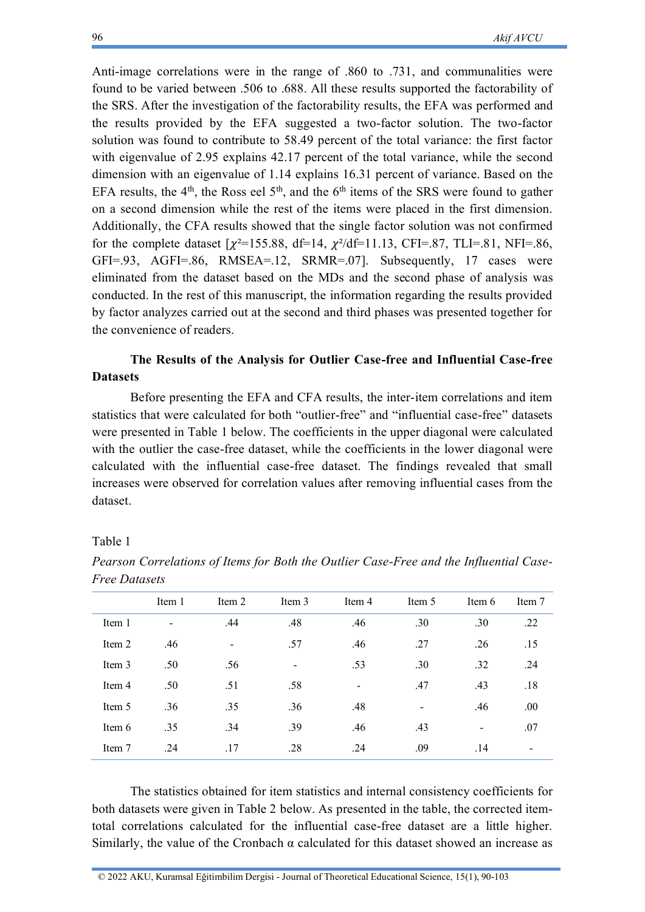Anti-image correlations were in the range of .860 to .731, and communalities were found to be varied between .506 to .688. All these results supported the factorability of the SRS. After the investigation of the factorability results, the EFA was performed and the results provided by the EFA suggested a two-factor solution. The two-factor solution was found to contribute to 58.49 percent of the total variance: the first factor with eigenvalue of 2.95 explains 42.17 percent of the total variance, while the second dimension with an eigenvalue of 1.14 explains 16.31 percent of variance. Based on the EFA results, the 4th, the Ross eel 5th, and the 6th items of the SRS were found to gather on a second dimension while the rest of the items were placed in the first dimension. Additionally, the CFA results showed that the single factor solution was not confirmed for the complete dataset [$\chi^2$=155.88, df=14, $\chi^2$/df=11.13, CFI=.87, TLI=.81, NFI=.86, GFI=.93, AGFI=.86, RMSEA=.12, SRMR=.07]. Subsequently, 17 cases were eliminated from the dataset based on the MDs and the second phase of analysis was conducted. In the rest of this manuscript, the information regarding the results provided by factor analyzes carried out at the second and third phases was presented together for the convenience of readers.

### The Results of the Analysis for Outlier Case-free and Influential Case-free Datasets

Before presenting the EFA and CFA results, the inter-item correlations and item statistics that were calculated for both "outlier-free" and "influential case-free" datasets were presented in Table 1 below. The coefficients in the upper diagonal were calculated with the outlier the case-free dataset, while the coefficients in the lower diagonal were calculated with the influential case-free dataset. The findings revealed that small increases were observed for correlation values after removing influential cases from the dataset.

Table 1

*Pearson Correlations of Items for Both the Outlier Case-Free and the Influential Case-Free Datasets*

| | Item 1 | Item 2 | Item 3 | Item 4 | Item 5 | Item 6 | Item 7 |
|---|---|---|---|---|---|---|---|
| Item 1 | - | .44 | .48 | .46 | .30 | .30 | .22 |
| Item 2 | .46 | - | .57 | .46 | .27 | .26 | .15 |
| Item 3 | .50 | .56 | - | .53 | .30 | .32 | .24 |
| Item 4 | .50 | .51 | .58 | - | .47 | .43 | .18 |
| Item 5 | .36 | .35 | .36 | .48 | - | .46 | .00 |
| Item 6 | .35 | .34 | .39 | .46 | .43 | - | .07 |
| Item 7 | .24 | .17 | .28 | .24 | .09 | .14 | - |

The statistics obtained for item statistics and internal consistency coefficients for both datasets were given in Table 2 below. As presented in the table, the corrected item-total correlations calculated for the influential case-free dataset are a little higher. Similarly, the value of the Cronbach α calculated for this dataset showed an increase as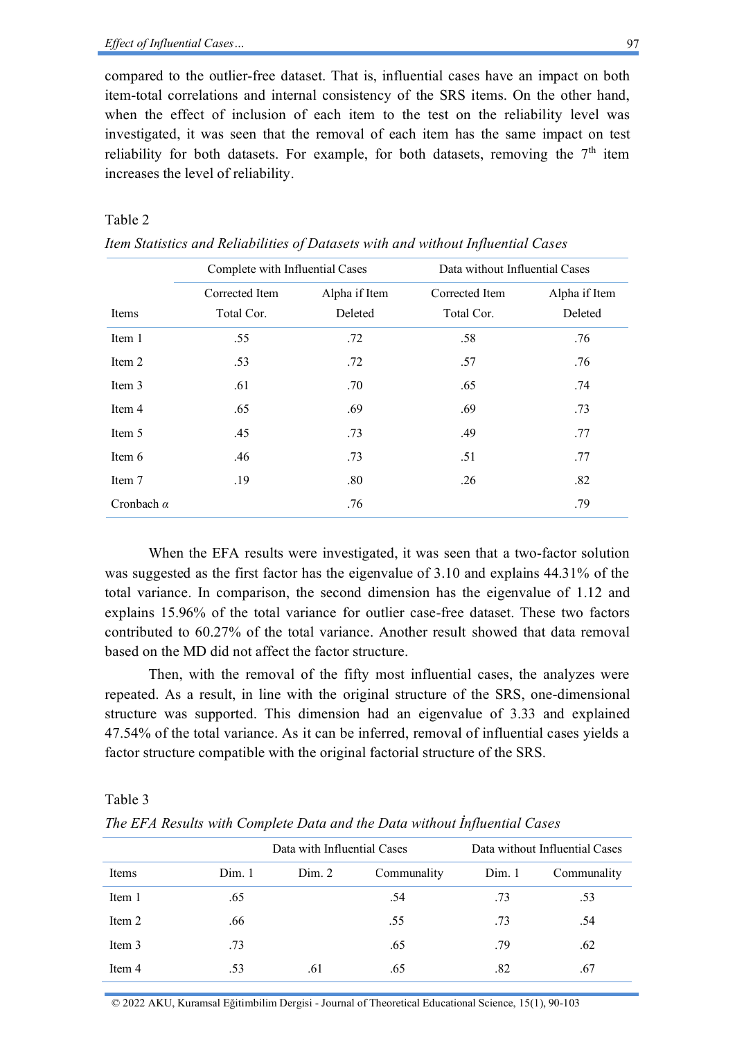compared to the outlier-free dataset. That is, influential cases have an impact on both item-total correlations and internal consistency of the SRS items. On the other hand, when the effect of inclusion of each item to the test on the reliability level was investigated, it was seen that the removal of each item has the same impact on test reliability for both datasets. For example, for both datasets, removing the 7$^{th}$ item increases the level of reliability.

Table 2

*Item Statistics and Reliabilities of Datasets with and without Influential Cases*

| Items | Complete with Influential Cases | | Data without Influential Cases | |
|---|---|---|---|---|
| | Corrected Item Total Cor. | Alpha if Item Deleted | Corrected Item Total Cor. | Alpha if Item Deleted |
| Item 1 | .55 | .72 | .58 | .76 |
| Item 2 | .53 | .72 | .57 | .76 |
| Item 3 | .61 | .70 | .65 | .74 |
| Item 4 | .65 | .69 | .69 | .73 |
| Item 5 | .45 | .73 | .49 | .77 |
| Item 6 | .46 | .73 | .51 | .77 |
| Item 7 | .19 | .80 | .26 | .82 |
| Cronbach $\alpha$ | | .76 | | .79 |

When the EFA results were investigated, it was seen that a two-factor solution was suggested as the first factor has the eigenvalue of 3.10 and explains 44.31% of the total variance. In comparison, the second dimension has the eigenvalue of 1.12 and explains 15.96% of the total variance for outlier case-free dataset. These two factors contributed to 60.27% of the total variance. Another result showed that data removal based on the MD did not affect the factor structure.

Then, with the removal of the fifty most influential cases, the analyzes were repeated. As a result, in line with the original structure of the SRS, one-dimensional structure was supported. This dimension had an eigenvalue of 3.33 and explained 47.54% of the total variance. As it can be inferred, removal of influential cases yields a factor structure compatible with the original factorial structure of the SRS.

Table 3

*The EFA Results with Complete Data and the Data without İnfluential Cases*

| Items | Data with Influential Cases | | | Data without Influential Cases | |
|---|---|---|---|---|---|
| | Dim. 1 | Dim. 2 | Communality | Dim. 1 | Communality |
| Item 1 | .65 | | .54 | .73 | .53 |
| Item 2 | .66 | | .55 | .73 | .54 |
| Item 3 | .73 | | .65 | .79 | .62 |
| Item 4 | .53 | .61 | .65 | .82 | .67 |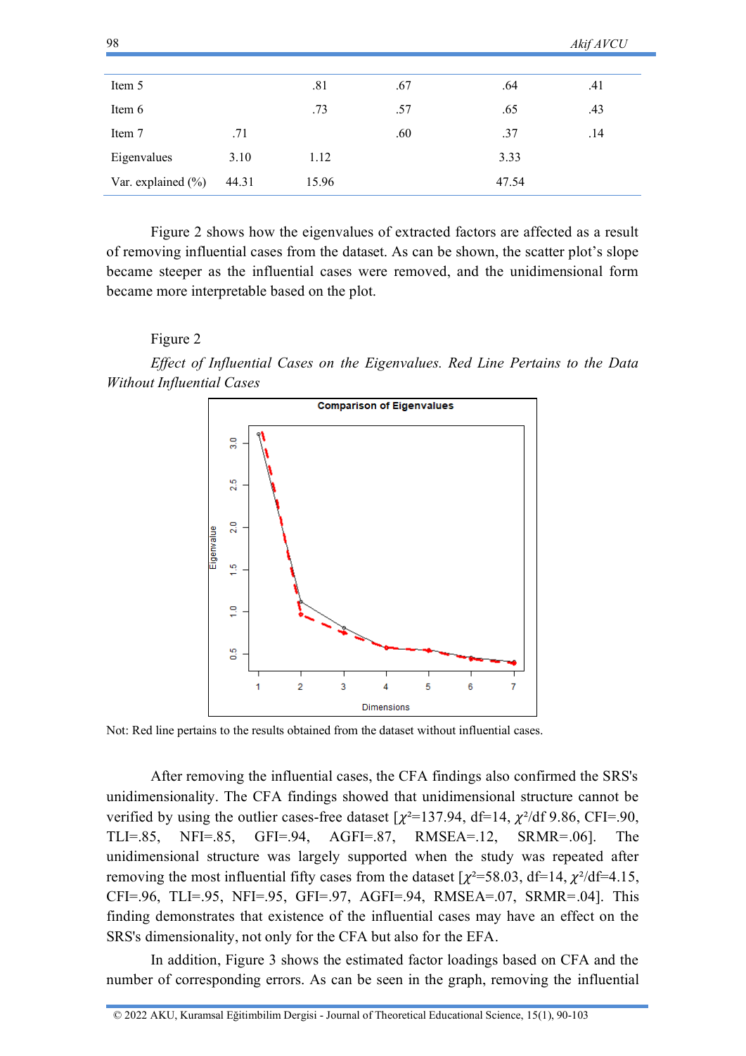| | | | | | |
|---|---|---|---|---|---|
| Item 5 | | .81 | .67 | .64 | .41 |
| Item 6 | | .73 | .57 | .65 | .43 |
| Item 7 | .71 | | .60 | .37 | .14 |
| Eigenvalues | 3.10 | 1.12 | | 3.33 | |
| Var. explained (%) | 44.31 | 15.96 | | 47.54 | |

Figure 2 shows how the eigenvalues of extracted factors are affected as a result of removing influential cases from the dataset. As can be shown, the scatter plot's slope became steeper as the influential cases were removed, and the unidimensional form became more interpretable based on the plot.

Figure 2

*Effect of Influential Cases on the Eigenvalues. Red Line Pertains to the Data Without Influential Cases*

Not: Red line pertains to the results obtained from the dataset without influential cases.

After removing the influential cases, the CFA findings also confirmed the SRS's unidimensionality. The CFA findings showed that unidimensional structure cannot be verified by using the outlier cases-free dataset [$\chi^2$=137.94, df=14, $\chi^2$/df 9.86, CFI=.90, TLI=.85, NFI=.85, GFI=.94, AGFI=.87, RMSEA=.12, SRMR=.06]. The unidimensional structure was largely supported when the study was repeated after removing the most influential fifty cases from the dataset [$\chi^2$=58.03, df=14, $\chi^2$/df=4.15, CFI=.96, TLI=.95, NFI=.95, GFI=.97, AGFI=.94, RMSEA=.07, SRMR=.04]. This finding demonstrates that existence of the influential cases may have an effect on the SRS's dimensionality, not only for the CFA but also for the EFA.

In addition, Figure 3 shows the estimated factor loadings based on CFA and the number of corresponding errors. As can be seen in the graph, removing the influential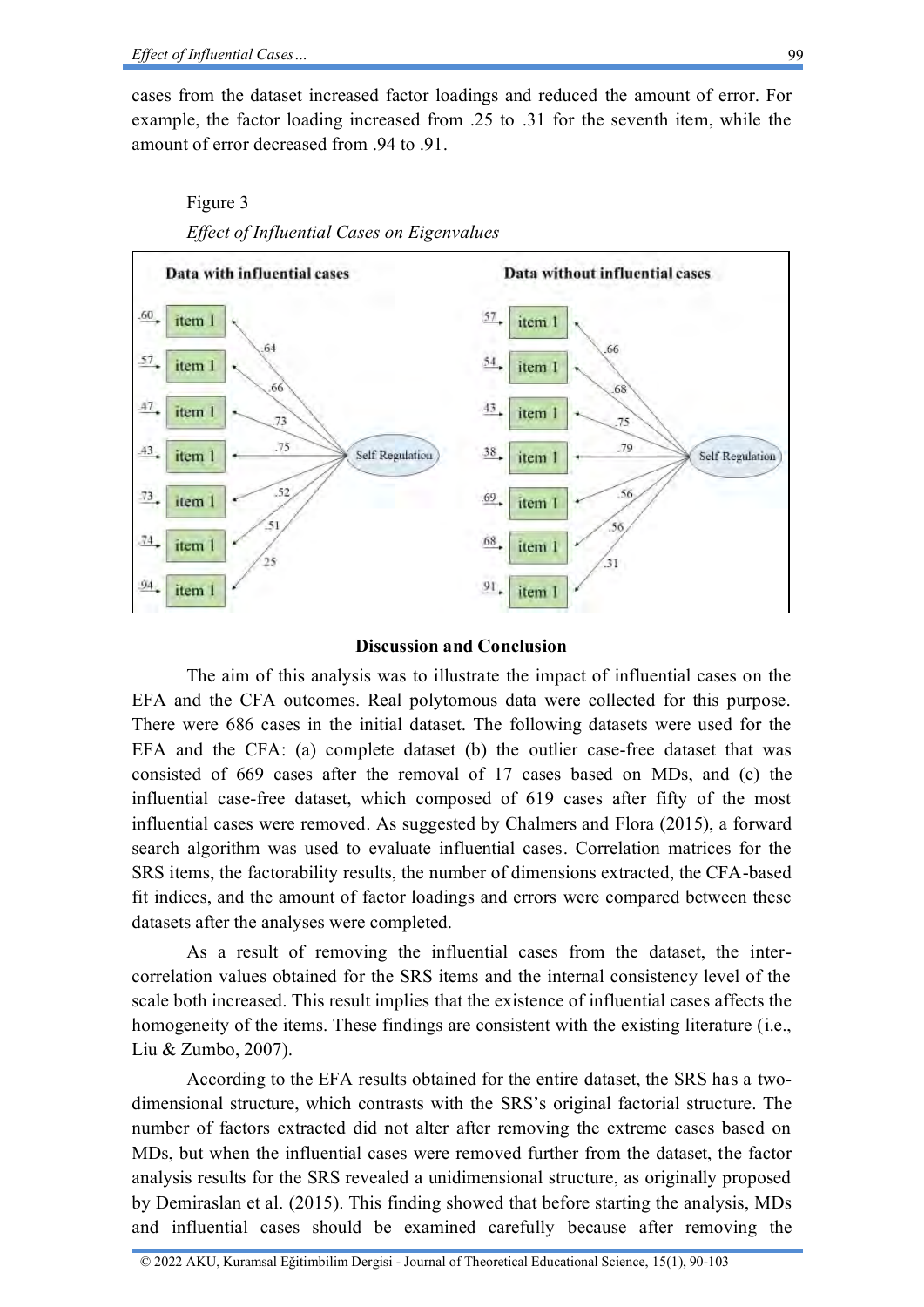cases from the dataset increased factor loadings and reduced the amount of error. For example, the factor loading increased from .25 to .31 for the seventh item, while the amount of error decreased from .94 to .91.

Figure 3

*Effect of Influential Cases on Eigenvalues*

**Data with influential cases**

| Error | Item | Loading |
|---|---|---|
| .60 | item 1 | .64 |
| .57 | item 1 | .66 |
| .47 | item 1 | .73 |
| .43 | item 1 | .75 |
| .73 | item 1 | .52 |
| .74 | item 1 | .51 |
| .94 | item 1 | .25 |

Self Regulation

**Data without influential cases**

| Error | Item | Loading |
|---|---|---|
| .57 | item 1 | .66 |
| .54 | item 1 | .68 |
| .43 | item 1 | .75 |
| .38 | item 1 | .79 |
| .69 | item 1 | .56 |
| .68 | item 1 | .56 |
| .91 | item 1 | .31 |

Self Regulation

## Discussion and Conclusion

The aim of this analysis was to illustrate the impact of influential cases on the EFA and the CFA outcomes. Real polytomous data were collected for this purpose. There were 686 cases in the initial dataset. The following datasets were used for the EFA and the CFA: (a) complete dataset (b) the outlier case-free dataset that was consisted of 669 cases after the removal of 17 cases based on MDs, and (c) the influential case-free dataset, which composed of 619 cases after fifty of the most influential cases were removed. As suggested by Chalmers and Flora (2015), a forward search algorithm was used to evaluate influential cases. Correlation matrices for the SRS items, the factorability results, the number of dimensions extracted, the CFA-based fit indices, and the amount of factor loadings and errors were compared between these datasets after the analyses were completed.

As a result of removing the influential cases from the dataset, the inter-correlation values obtained for the SRS items and the internal consistency level of the scale both increased. This result implies that the existence of influential cases affects the homogeneity of the items. These findings are consistent with the existing literature (i.e., Liu & Zumbo, 2007).

According to the EFA results obtained for the entire dataset, the SRS has a two-dimensional structure, which contrasts with the SRS's original factorial structure. The number of factors extracted did not alter after removing the extreme cases based on MDs, but when the influential cases were removed further from the dataset, the factor analysis results for the SRS revealed a unidimensional structure, as originally proposed by Demiraslan et al. (2015). This finding showed that before starting the analysis, MDs and influential cases should be examined carefully because after removing the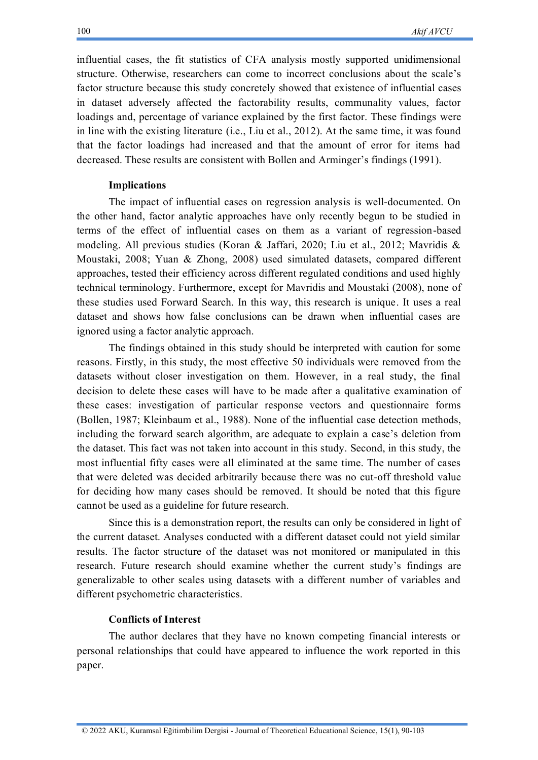influential cases, the fit statistics of CFA analysis mostly supported unidimensional structure. Otherwise, researchers can come to incorrect conclusions about the scale's factor structure because this study concretely showed that existence of influential cases in dataset adversely affected the factorability results, communality values, factor loadings and, percentage of variance explained by the first factor. These findings were in line with the existing literature (i.e., Liu et al., 2012). At the same time, it was found that the factor loadings had increased and that the amount of error for items had decreased. These results are consistent with Bollen and Arminger's findings (1991).

### Implications

The impact of influential cases on regression analysis is well-documented. On the other hand, factor analytic approaches have only recently begun to be studied in terms of the effect of influential cases on them as a variant of regression-based modeling. All previous studies (Koran & Jaffari, 2020; Liu et al., 2012; Mavridis & Moustaki, 2008; Yuan & Zhong, 2008) used simulated datasets, compared different approaches, tested their efficiency across different regulated conditions and used highly technical terminology. Furthermore, except for Mavridis and Moustaki (2008), none of these studies used Forward Search. In this way, this research is unique. It uses a real dataset and shows how false conclusions can be drawn when influential cases are ignored using a factor analytic approach.

The findings obtained in this study should be interpreted with caution for some reasons. Firstly, in this study, the most effective 50 individuals were removed from the datasets without closer investigation on them. However, in a real study, the final decision to delete these cases will have to be made after a qualitative examination of these cases: investigation of particular response vectors and questionnaire forms (Bollen, 1987; Kleinbaum et al., 1988). None of the influential case detection methods, including the forward search algorithm, are adequate to explain a case's deletion from the dataset. This fact was not taken into account in this study. Second, in this study, the most influential fifty cases were all eliminated at the same time. The number of cases that were deleted was decided arbitrarily because there was no cut-off threshold value for deciding how many cases should be removed. It should be noted that this figure cannot be used as a guideline for future research.

Since this is a demonstration report, the results can only be considered in light of the current dataset. Analyses conducted with a different dataset could not yield similar results. The factor structure of the dataset was not monitored or manipulated in this research. Future research should examine whether the current study's findings are generalizable to other scales using datasets with a different number of variables and different psychometric characteristics.

### Conflicts of Interest

The author declares that they have no known competing financial interests or personal relationships that could have appeared to influence the work reported in this paper.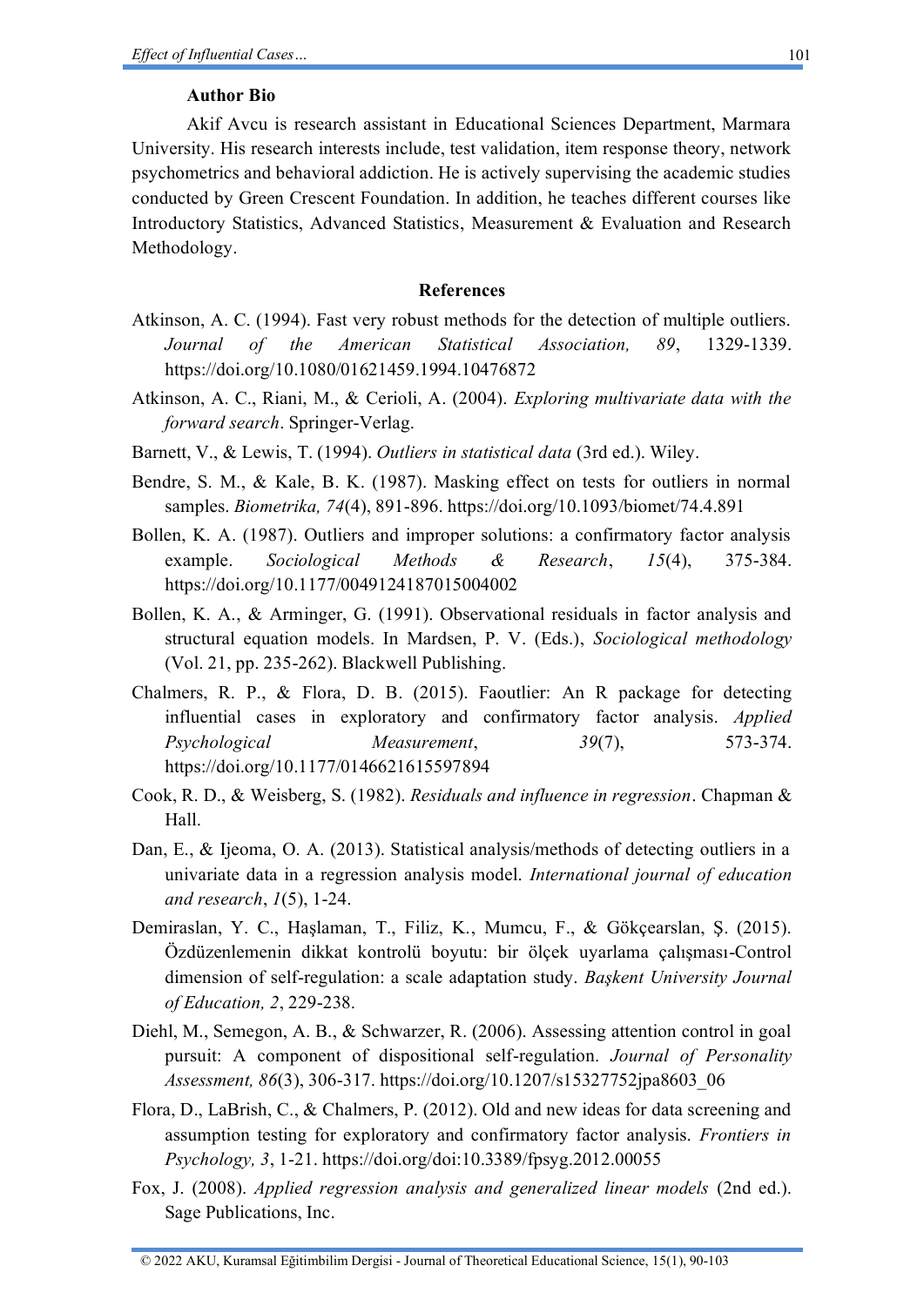### Author Bio

Akif Avcu is research assistant in Educational Sciences Department, Marmara University. His research interests include, test validation, item response theory, network psychometrics and behavioral addiction. He is actively supervising the academic studies conducted by Green Crescent Foundation. In addition, he teaches different courses like Introductory Statistics, Advanced Statistics, Measurement & Evaluation and Research Methodology.

### References

Atkinson, A. C. (1994). Fast very robust methods for the detection of multiple outliers. *Journal of the American Statistical Association, 89*, 1329-1339. https://doi.org/10.1080/01621459.1994.10476872

Atkinson, A. C., Riani, M., & Cerioli, A. (2004). *Exploring multivariate data with the forward search*. Springer-Verlag.

Barnett, V., & Lewis, T. (1994). *Outliers in statistical data* (3rd ed.). Wiley.

Bendre, S. M., & Kale, B. K. (1987). Masking effect on tests for outliers in normal samples. *Biometrika, 74*(4), 891-896. https://doi.org/10.1093/biomet/74.4.891

Bollen, K. A. (1987). Outliers and improper solutions: a confirmatory factor analysis example. *Sociological Methods & Research*, *15*(4), 375-384. https://doi.org/10.1177/0049124187015004002

Bollen, K. A., & Arminger, G. (1991). Observational residuals in factor analysis and structural equation models. In Mardsen, P. V. (Eds.), *Sociological methodology* (Vol. 21, pp. 235-262). Blackwell Publishing.

Chalmers, R. P., & Flora, D. B. (2015). Faoutlier: An R package for detecting influential cases in exploratory and confirmatory factor analysis. *Applied Psychological Measurement*, *39*(7), 573-374. https://doi.org/10.1177/0146621615597894

Cook, R. D., & Weisberg, S. (1982). *Residuals and influence in regression*. Chapman & Hall.

Dan, E., & Ijeoma, O. A. (2013). Statistical analysis/methods of detecting outliers in a univariate data in a regression analysis model. *International journal of education and research*, *1*(5), 1-24.

Demiraslan, Y. C., Haşlaman, T., Filiz, K., Mumcu, F., & Gökçearslan, Ş. (2015). Özdüzenlemenin dikkat kontrolü boyutu: bir ölçek uyarlama çalışması-Control dimension of self-regulation: a scale adaptation study. *Başkent University Journal of Education, 2*, 229-238.

Diehl, M., Semegon, A. B., & Schwarzer, R. (2006). Assessing attention control in goal pursuit: A component of dispositional self-regulation. *Journal of Personality Assessment, 86*(3), 306-317. https://doi.org/10.1207/s15327752jpa8603_06

Flora, D., LaBrish, C., & Chalmers, P. (2012). Old and new ideas for data screening and assumption testing for exploratory and confirmatory factor analysis. *Frontiers in Psychology, 3*, 1-21. https://doi.org/doi:10.3389/fpsyg.2012.00055

Fox, J. (2008). *Applied regression analysis and generalized linear models* (2nd ed.). Sage Publications, Inc.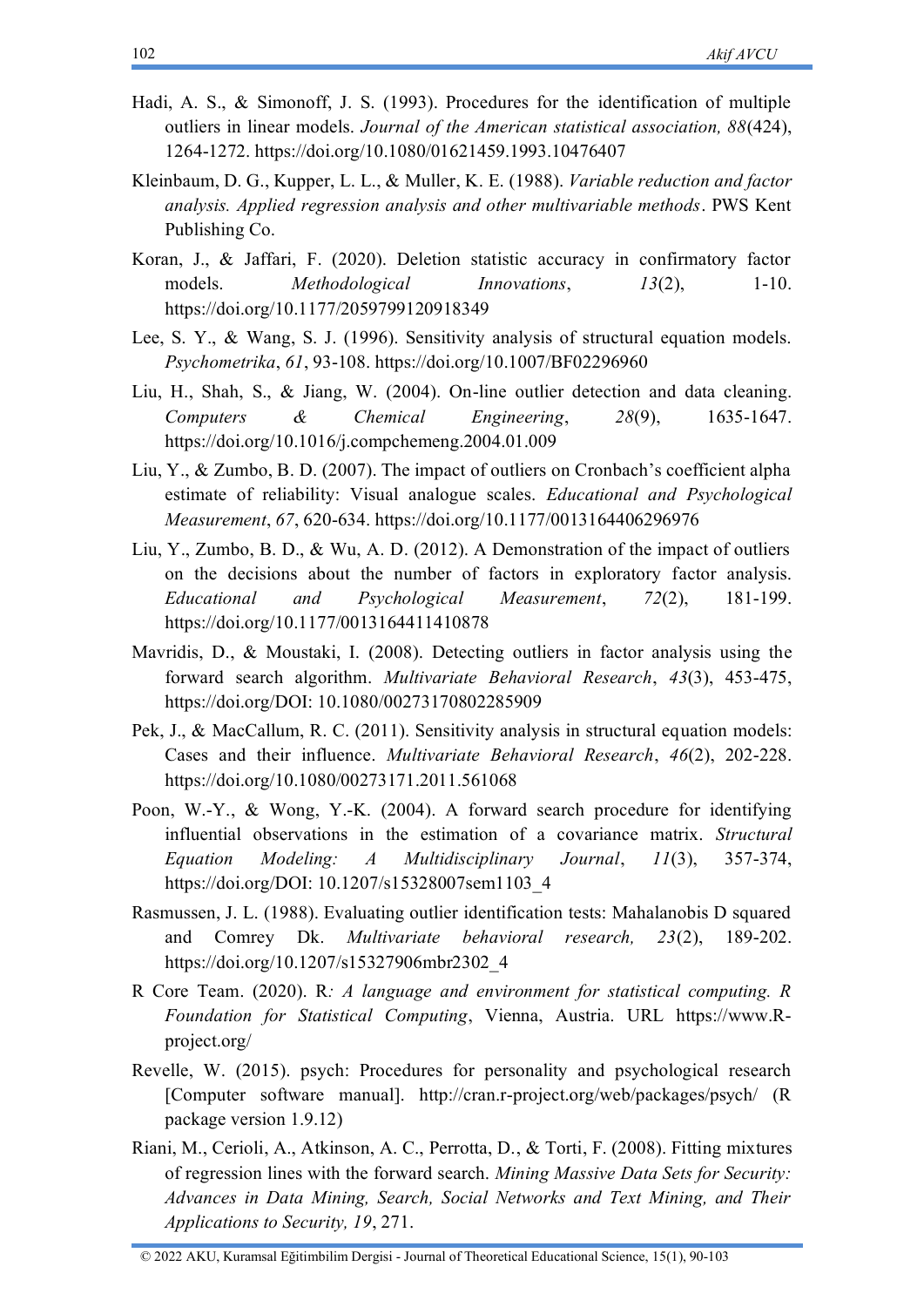Hadi, A. S., & Simonoff, J. S. (1993). Procedures for the identification of multiple outliers in linear models. *Journal of the American statistical association, 88*(424), 1264-1272. https://doi.org/10.1080/01621459.1993.10476407

Kleinbaum, D. G., Kupper, L. L., & Muller, K. E. (1988). *Variable reduction and factor analysis. Applied regression analysis and other multivariable methods*. PWS Kent Publishing Co.

Koran, J., & Jaffari, F. (2020). Deletion statistic accuracy in confirmatory factor models. *Methodological Innovations*, *13*(2), 1-10. https://doi.org/10.1177/2059799120918349

Lee, S. Y., & Wang, S. J. (1996). Sensitivity analysis of structural equation models. *Psychometrika*, *61*, 93-108. https://doi.org/10.1007/BF02296960

Liu, H., Shah, S., & Jiang, W. (2004). On-line outlier detection and data cleaning. *Computers & Chemical Engineering*, *28*(9), 1635-1647. https://doi.org/10.1016/j.compchemeng.2004.01.009

Liu, Y., & Zumbo, B. D. (2007). The impact of outliers on Cronbach's coefficient alpha estimate of reliability: Visual analogue scales. *Educational and Psychological Measurement*, *67*, 620-634. https://doi.org/10.1177/0013164406296976

Liu, Y., Zumbo, B. D., & Wu, A. D. (2012). A Demonstration of the impact of outliers on the decisions about the number of factors in exploratory factor analysis. *Educational and Psychological Measurement*, *72*(2), 181-199. https://doi.org/10.1177/0013164411410878

Mavridis, D., & Moustaki, I. (2008). Detecting outliers in factor analysis using the forward search algorithm. *Multivariate Behavioral Research*, *43*(3), 453-475, https://doi.org/DOI: 10.1080/00273170802285909

Pek, J., & MacCallum, R. C. (2011). Sensitivity analysis in structural equation models: Cases and their influence. *Multivariate Behavioral Research*, *46*(2), 202-228. https://doi.org/10.1080/00273171.2011.561068

Poon, W.-Y., & Wong, Y.-K. (2004). A forward search procedure for identifying influential observations in the estimation of a covariance matrix. *Structural Equation Modeling: A Multidisciplinary Journal*, *11*(3), 357-374, https://doi.org/DOI: 10.1207/s15328007sem1103_4

Rasmussen, J. L. (1988). Evaluating outlier identification tests: Mahalanobis D squared and Comrey Dk. *Multivariate behavioral research, 23*(2), 189-202. https://doi.org/10.1207/s15327906mbr2302_4

R Core Team. (2020). R*: A language and environment for statistical computing. R Foundation for Statistical Computing*, Vienna, Austria. URL https://www.R-project.org/

Revelle, W. (2015). psych: Procedures for personality and psychological research [Computer software manual]. http://cran.r-project.org/web/packages/psych/ (R package version 1.9.12)

Riani, M., Cerioli, A., Atkinson, A. C., Perrotta, D., & Torti, F. (2008). Fitting mixtures of regression lines with the forward search. *Mining Massive Data Sets for Security: Advances in Data Mining, Search, Social Networks and Text Mining, and Their Applications to Security, 19*, 271.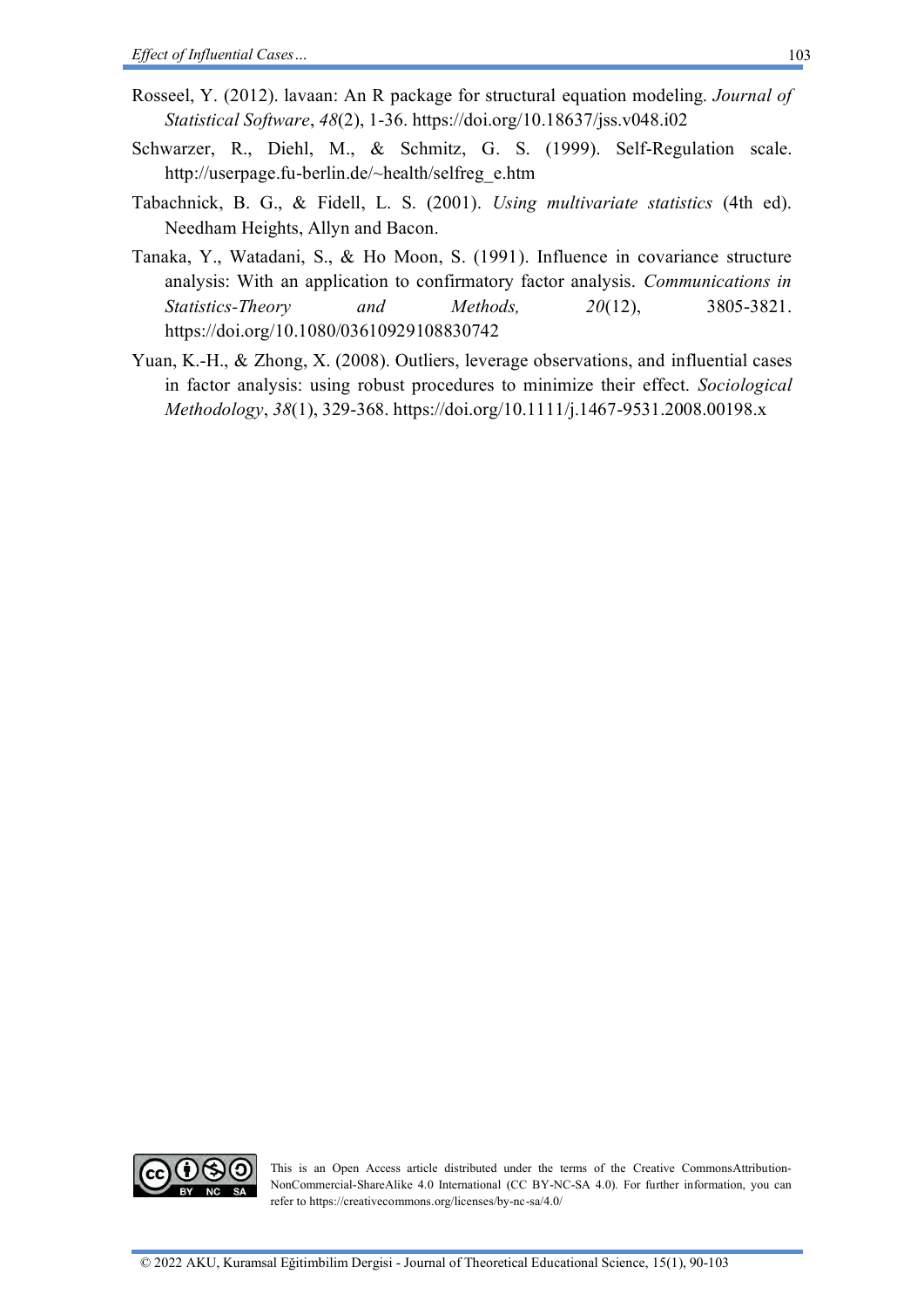Rosseel, Y. (2012). lavaan: An R package for structural equation modeling. *Journal of Statistical Software*, *48*(2), 1-36. https://doi.org/10.18637/jss.v048.i02

Schwarzer, R., Diehl, M., & Schmitz, G. S. (1999). Self-Regulation scale. http://userpage.fu-berlin.de/~health/selfreg_e.htm

Tabachnick, B. G., & Fidell, L. S. (2001). *Using multivariate statistics* (4th ed). Needham Heights, Allyn and Bacon.

Tanaka, Y., Watadani, S., & Ho Moon, S. (1991). Influence in covariance structure analysis: With an application to confirmatory factor analysis. *Communications in Statistics-Theory and Methods,* *20*(12), 3805-3821. https://doi.org/10.1080/03610929108830742

Yuan, K.-H., & Zhong, X. (2008). Outliers, leverage observations, and influential cases in factor analysis: using robust procedures to minimize their effect. *Sociological Methodology*, *38*(1), 329-368. https://doi.org/10.1111/j.1467-9531.2008.00198.x

This is an Open Access article distributed under the terms of the Creative CommonsAttribution-NonCommercial-ShareAlike 4.0 International (CC BY-NC-SA 4.0). For further information, you can refer to https://creativecommons.org/licenses/by-nc-sa/4.0/